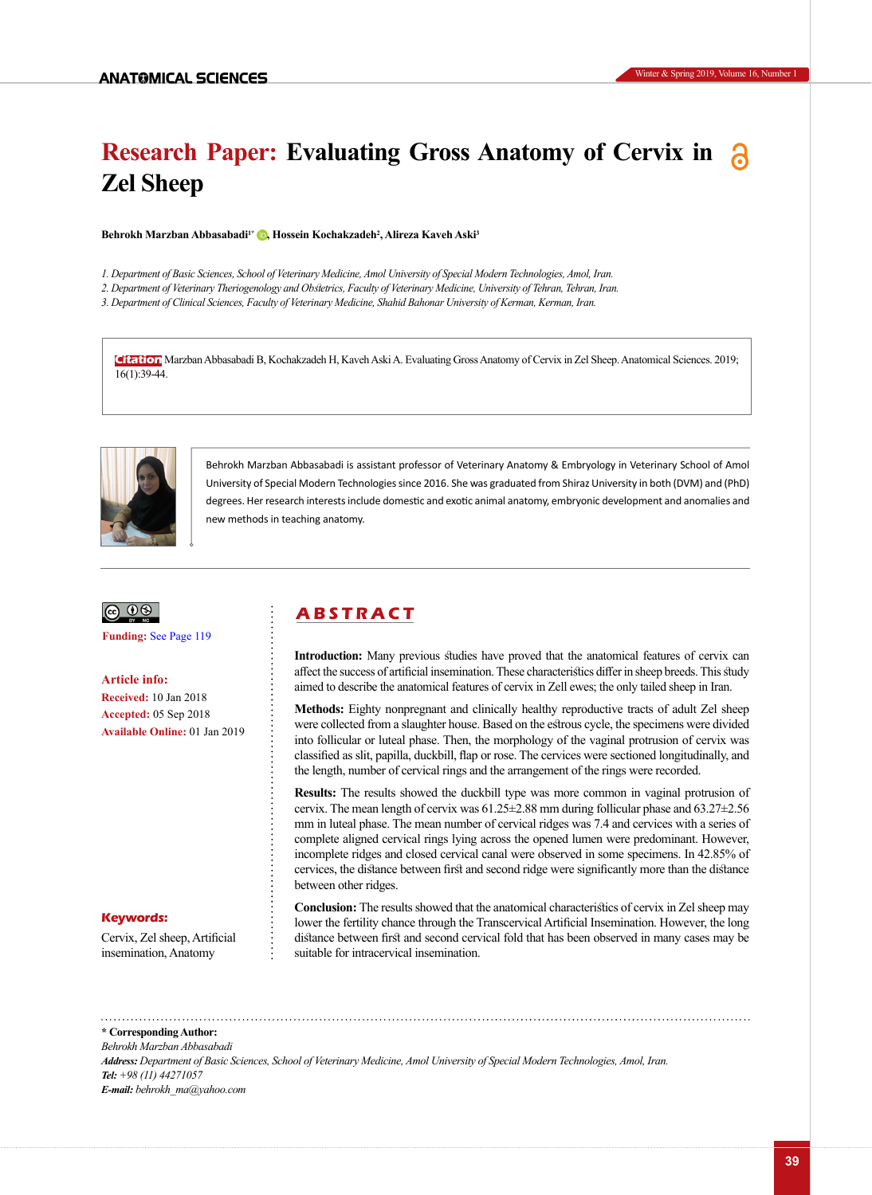# Research Paper: Evaluating Gross Anatomy of Cervix in Zel Sheep

**Behrokh Marzban Abbasabadi[1*], Hossein Kochakzadeh[2], Alireza Kaveh Aski[3]**

*1. Department of Basic Sciences, School of Veterinary Medicine, Amol University of Special Modern Technologies, Amol, Iran.*
*2. Department of Veterinary Theriogenology and Obstetrics, Faculty of Veterinary Medicine, University of Tehran, Tehran, Iran.*
*3. Department of Clinical Sciences, Faculty of Veterinary Medicine, Shahid Bahonar University of Kerman, Kerman, Iran.*

**Citation** Marzban Abbasabadi B, Kochakzadeh H, Kaveh Aski A. Evaluating Gross Anatomy of Cervix in Zel Sheep. Anatomical Sciences. 2019; 16(1):39-44.

Behrokh Marzban Abbasabadi is assistant professor of Veterinary Anatomy & Embryology in Veterinary School of Amol University of Special Modern Technologies since 2016. She was graduated from Shiraz University in both (DVM) and (PhD) degrees. Her research interests include domestic and exotic animal anatomy, embryonic development and anomalies and new methods in teaching anatomy.

**Funding:** See Page 119

**Article info:**
**Received:** 10 Jan 2018
**Accepted:** 05 Sep 2018
**Available Online:** 01 Jan 2019

**Keywords:**
Cervix, Zel sheep, Artificial insemination, Anatomy

## ABSTRACT

**Introduction:** Many previous studies have proved that the anatomical features of cervix can affect the success of artificial insemination. These characteristics differ in sheep breeds. This study aimed to describe the anatomical features of cervix in Zell ewes; the only tailed sheep in Iran.

**Methods:** Eighty nonpregnant and clinically healthy reproductive tracts of adult Zel sheep were collected from a slaughter house. Based on the estrous cycle, the specimens were divided into follicular or luteal phase. Then, the morphology of the vaginal protrusion of cervix was classified as slit, papilla, duckbill, flap or rose. The cervices were sectioned longitudinally, and the length, number of cervical rings and the arrangement of the rings were recorded.

**Results:** The results showed the duckbill type was more common in vaginal protrusion of cervix. The mean length of cervix was 61.25±2.88 mm during follicular phase and 63.27±2.56 mm in luteal phase. The mean number of cervical ridges was 7.4 and cervices with a series of complete aligned cervical rings lying across the opened lumen were predominant. However, incomplete ridges and closed cervical canal were observed in some specimens. In 42.85% of cervices, the distance between first and second ridge were significantly more than the distance between other ridges.

**Conclusion:** The results showed that the anatomical characteristics of cervix in Zel sheep may lower the fertility chance through the Transcervical Artificial Insemination. However, the long distance between first and second cervical fold that has been observed in many cases may be suitable for intracervical insemination.

**\* Corresponding Author:**
*Behrokh Marzban Abbasabadi*
***Address:*** *Department of Basic Sciences, School of Veterinary Medicine, Amol University of Special Modern Technologies, Amol, Iran.*
***Tel:*** *+98 (11) 44271057*
***E-mail:*** *behrokh_ma@yahoo.com*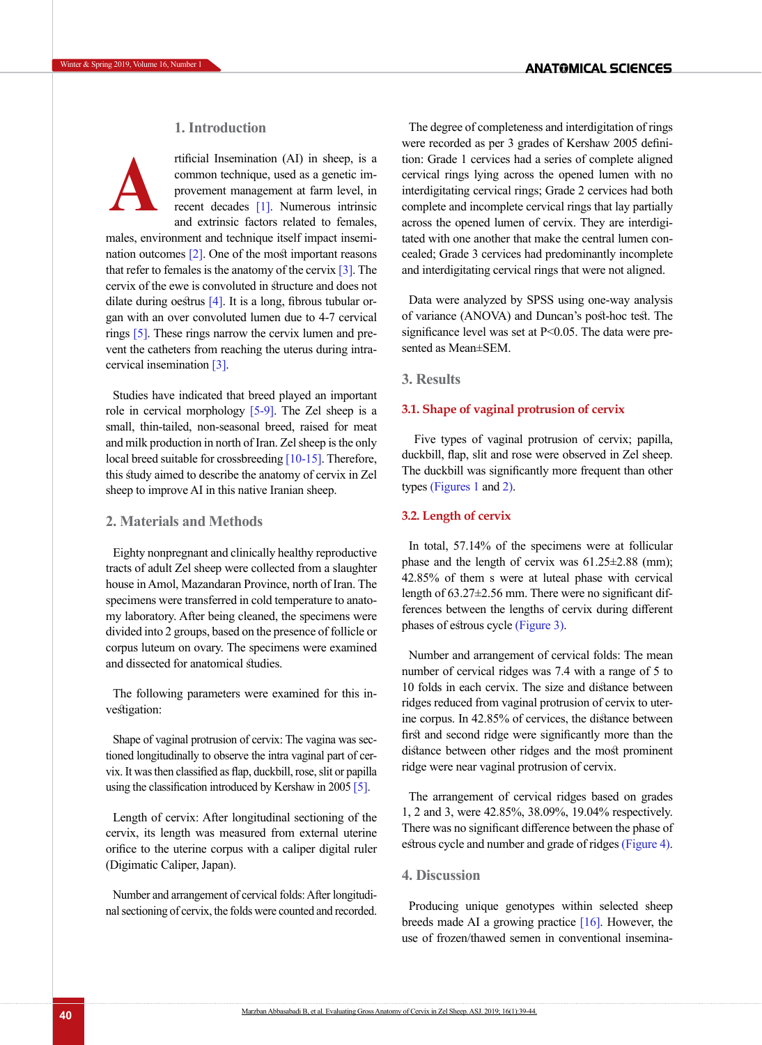## 1. Introduction

Artificial Insemination (AI) in sheep, is a common technique, used as a genetic improvement management at farm level, in recent decades [1]. Numerous intrinsic and extrinsic factors related to females, males, environment and technique itself impact insemination outcomes [2]. One of the most important reasons that refer to females is the anatomy of the cervix [3]. The cervix of the ewe is convoluted in structure and does not dilate during oestrus [4]. It is a long, fibrous tubular organ with an over convoluted lumen due to 4-7 cervical rings [5]. These rings narrow the cervix lumen and prevent the catheters from reaching the uterus during intracervical insemination [3].

Studies have indicated that breed played an important role in cervical morphology [5-9]. The Zel sheep is a small, thin-tailed, non-seasonal breed, raised for meat and milk production in north of Iran. Zel sheep is the only local breed suitable for crossbreeding [10-15]. Therefore, this study aimed to describe the anatomy of cervix in Zel sheep to improve AI in this native Iranian sheep.

## 2. Materials and Methods

Eighty nonpregnant and clinically healthy reproductive tracts of adult Zel sheep were collected from a slaughter house in Amol, Mazandaran Province, north of Iran. The specimens were transferred in cold temperature to anatomy laboratory. After being cleaned, the specimens were divided into 2 groups, based on the presence of follicle or corpus luteum on ovary. The specimens were examined and dissected for anatomical studies.

The following parameters were examined for this investigation:

Shape of vaginal protrusion of cervix: The vagina was sectioned longitudinally to observe the intra vaginal part of cervix. It was then classified as flap, duckbill, rose, slit or papilla using the classification introduced by Kershaw in 2005 [5].

Length of cervix: After longitudinal sectioning of the cervix, its length was measured from external uterine orifice to the uterine corpus with a caliper digital ruler (Digimatic Caliper, Japan).

Number and arrangement of cervical folds: After longitudinal sectioning of cervix, the folds were counted and recorded.

The degree of completeness and interdigitation of rings were recorded as per 3 grades of Kershaw 2005 definition: Grade 1 cervices had a series of complete aligned cervical rings lying across the opened lumen with no interdigitating cervical rings; Grade 2 cervices had both complete and incomplete cervical rings that lay partially across the opened lumen of cervix. They are interdigitated with one another that make the central lumen concealed; Grade 3 cervices had predominantly incomplete and interdigitating cervical rings that were not aligned.

Data were analyzed by SPSS using one-way analysis of variance (ANOVA) and Duncan's post-hoc test. The significance level was set at $P<0.05$. The data were presented as Mean±SEM.

## 3. Results

### 3.1. Shape of vaginal protrusion of cervix

Five types of vaginal protrusion of cervix; papilla, duckbill, flap, slit and rose were observed in Zel sheep. The duckbill was significantly more frequent than other types (Figures 1 and 2).

### 3.2. Length of cervix

In total, 57.14% of the specimens were at follicular phase and the length of cervix was 61.25±2.88 (mm); 42.85% of them s were at luteal phase with cervical length of 63.27±2.56 mm. There were no significant differences between the lengths of cervix during different phases of estrous cycle (Figure 3).

Number and arrangement of cervical folds: The mean number of cervical ridges was 7.4 with a range of 5 to 10 folds in each cervix. The size and distance between ridges reduced from vaginal protrusion of cervix to uterine corpus. In 42.85% of cervices, the distance between first and second ridge were significantly more than the distance between other ridges and the most prominent ridge were near vaginal protrusion of cervix.

The arrangement of cervical ridges based on grades 1, 2 and 3, were 42.85%, 38.09%, 19.04% respectively. There was no significant difference between the phase of estrous cycle and number and grade of ridges (Figure 4).

## 4. Discussion

Producing unique genotypes within selected sheep breeds made AI a growing practice [16]. However, the use of frozen/thawed semen in conventional insemina-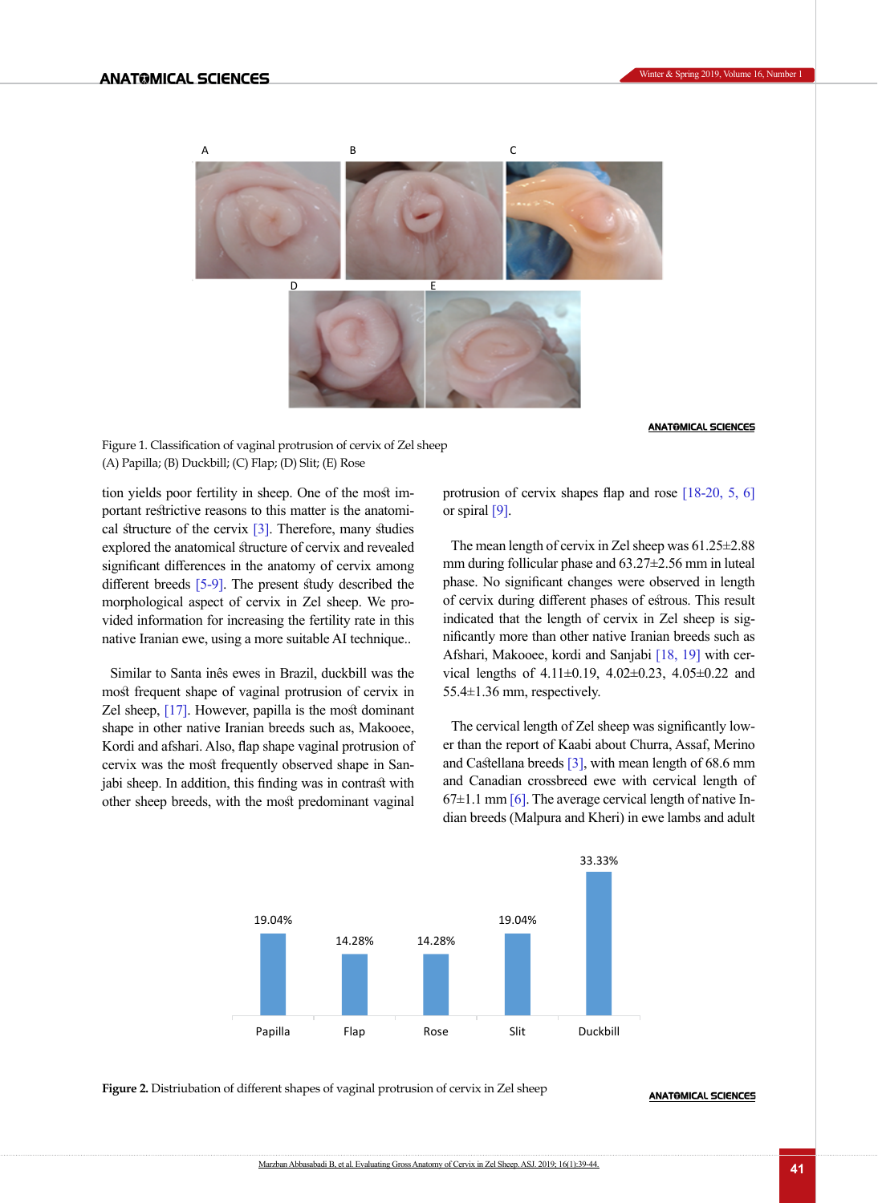Figure 1. Classification of vaginal protrusion of cervix of Zel sheep
(A) Papilla; (B) Duckbill; (C) Flap; (D) Slit; (E) Rose

tion yields poor fertility in sheep. One of the most important restrictive reasons to this matter is the anatomical structure of the cervix [3]. Therefore, many studies explored the anatomical structure of cervix and revealed significant differences in the anatomy of cervix among different breeds [5-9]. The present study described the morphological aspect of cervix in Zel sheep. We provided information for increasing the fertility rate in this native Iranian ewe, using a more suitable AI technique..

Similar to Santa inês ewes in Brazil, duckbill was the most frequent shape of vaginal protrusion of cervix in Zel sheep, [17]. However, papilla is the most dominant shape in other native Iranian breeds such as, Makooee, Kordi and afshari. Also, flap shape vaginal protrusion of cervix was the most frequently observed shape in Sanjabi sheep. In addition, this finding was in contrast with other sheep breeds, with the most predominant vaginal protrusion of cervix shapes flap and rose [18-20, 5, 6] or spiral [9].

The mean length of cervix in Zel sheep was 61.25±2.88 mm during follicular phase and 63.27±2.56 mm in luteal phase. No significant changes were observed in length of cervix during different phases of estrous. This result indicated that the length of cervix in Zel sheep is significantly more than other native Iranian breeds such as Afshari, Makooee, kordi and Sanjabi [18, 19] with cervical lengths of 4.11±0.19, 4.02±0.23, 4.05±0.22 and 55.4±1.36 mm, respectively.

The cervical length of Zel sheep was significantly lower than the report of Kaabi about Churra, Assaf, Merino and Castellana breeds [3], with mean length of 68.6 mm and Canadian crossbreed ewe with cervical length of 67±1.1 mm [6]. The average cervical length of native Indian breeds (Malpura and Kheri) in ewe lambs and adult

| Shape | Percentage |
|---|---|
| Papilla | 19.04% |
| Flap | 14.28% |
| Rose | 14.28% |
| Slit | 19.04% |
| Duckbill | 33.33% |

**Figure 2.** Distriubation of different shapes of vaginal protrusion of cervix in Zel sheep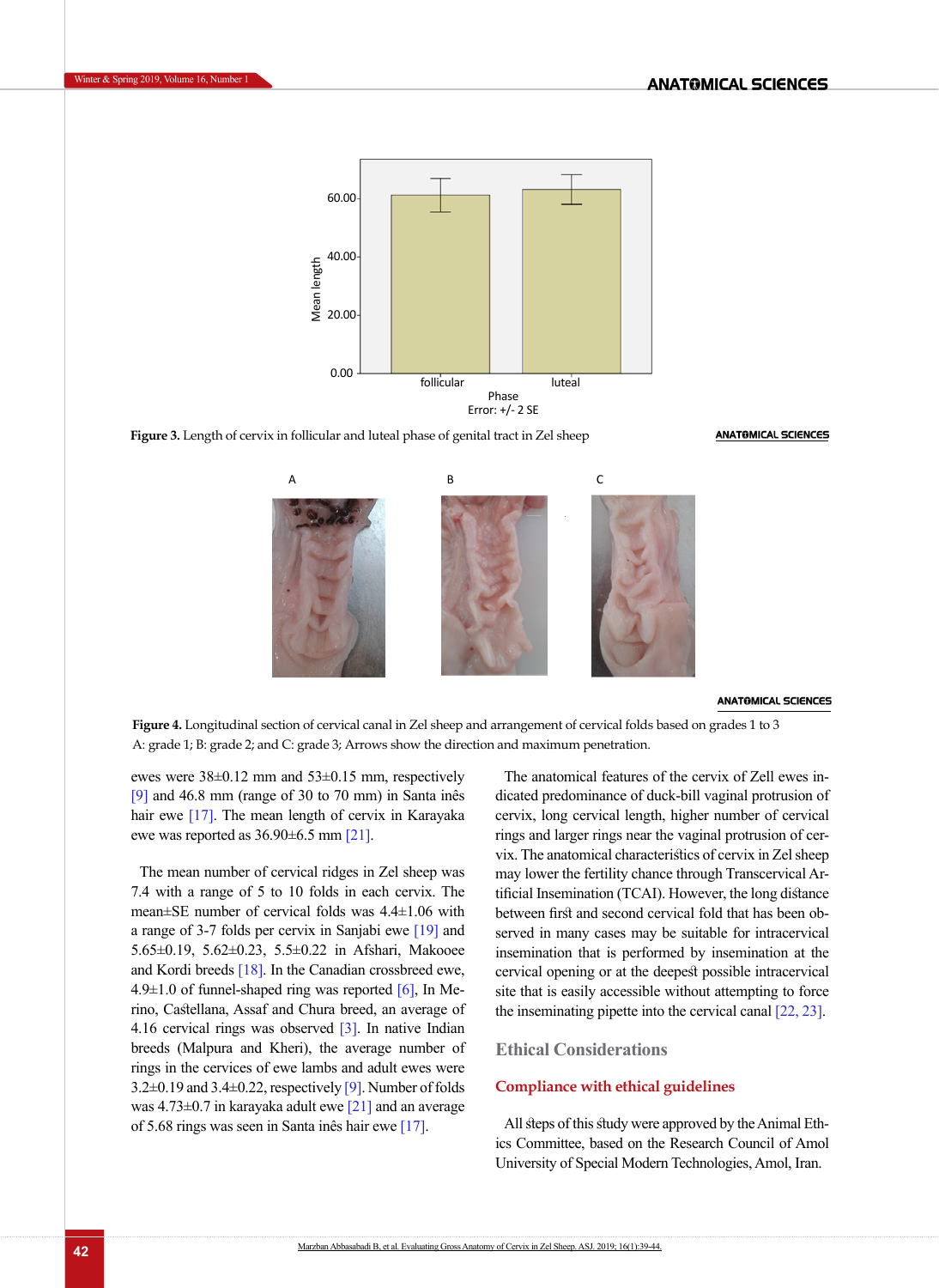**Figure 3.** Length of cervix in follicular and luteal phase of genital tract in Zel sheep

**Figure 4.** Longitudinal section of cervical canal in Zel sheep and arrangement of cervical folds based on grades 1 to 3
A: grade 1; B: grade 2; and C: grade 3; Arrows show the direction and maximum penetration.

ewes were 38±0.12 mm and 53±0.15 mm, respectively [9] and 46.8 mm (range of 30 to 70 mm) in Santa inês hair ewe [17]. The mean length of cervix in Karayaka ewe was reported as 36.90±6.5 mm [21].

The mean number of cervical ridges in Zel sheep was 7.4 with a range of 5 to 10 folds in each cervix. The mean±SE number of cervical folds was 4.4±1.06 with a range of 3-7 folds per cervix in Sanjabi ewe [19] and 5.65±0.19, 5.62±0.23, 5.5±0.22 in Afshari, Makooee and Kordi breeds [18]. In the Canadian crossbreed ewe, 4.9±1.0 of funnel-shaped ring was reported [6], In Merino, Castellana, Assaf and Chura breed, an average of 4.16 cervical rings was observed [3]. In native Indian breeds (Malpura and Kheri), the average number of rings in the services of ewe lambs and adult ewes were 3.2±0.19 and 3.4±0.22, respectively [9]. Number of folds was 4.73±0.7 in karayaka adult ewe [21] and an average of 5.68 rings was seen in Santa inês hair ewe [17].

The anatomical features of the cervix of Zell ewes indicated predominance of duck-bill vaginal protrusion of cervix, long cervical length, higher number of cervical rings and larger rings near the vaginal protrusion of cervix. The anatomical characteristics of cervix in Zel sheep may lower the fertility chance through Transcervical Artificial Insemination (TCAI). However, the long distance between first and second cervical fold that has been observed in many cases may be suitable for intracervical insemination that is performed by insemination at the cervical opening or at the deepest possible intracervical site that is easily accessible without attempting to force the inseminating pipette into the cervical canal [22, 23].

## Ethical Considerations

### Compliance with ethical guidelines

All steps of this study were approved by the Animal Ethics Committee, based on the Research Council of Amol University of Special Modern Technologies, Amol, Iran.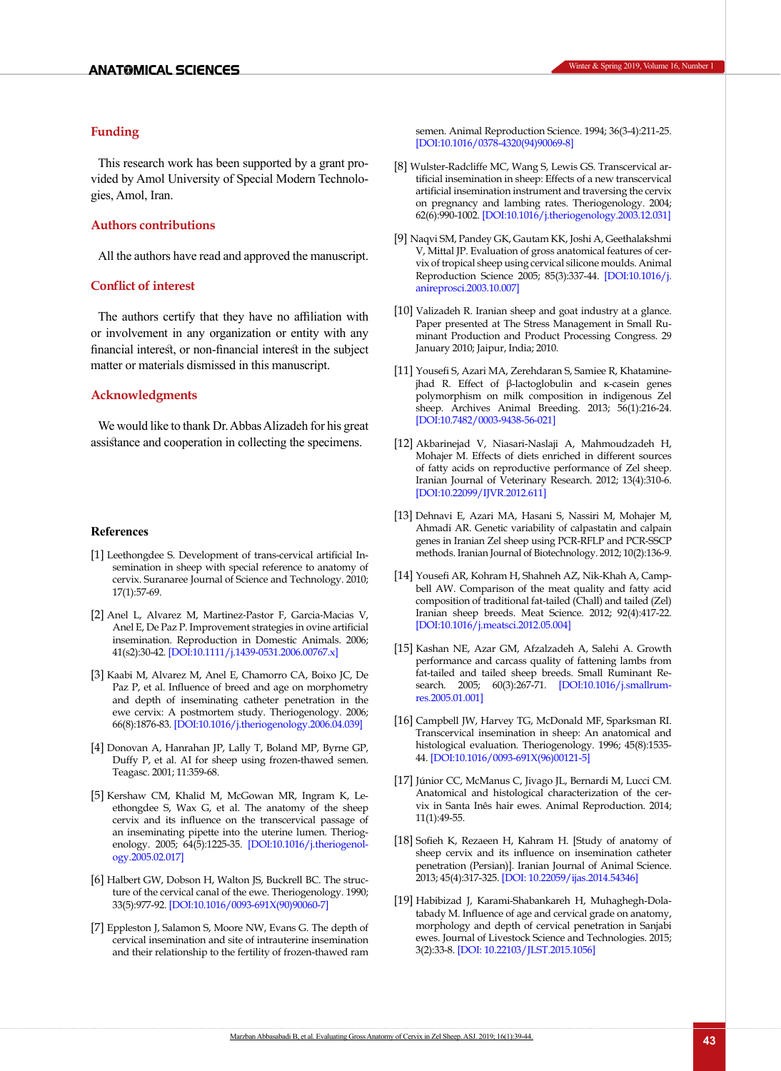## Funding

This research work has been supported by a grant provided by Amol University of Special Modern Technologies, Amol, Iran.

## Authors contributions

All the authors have read and approved the manuscript.

## Conflict of interest

The authors certify that they have no affiliation with or involvement in any organization or entity with any financial interest, or non-financial interest in the subject matter or materials dismissed in this manuscript.

## Acknowledgments

We would like to thank Dr. Abbas Alizadeh for his great assistance and cooperation in collecting the specimens.

## References

[1] Leethongdee S. Development of trans-cervical artificial Insemination in sheep with special reference to anatomy of cervix. Suranaree Journal of Science and Technology. 2010; 17(1):57-69.

[2] Anel L, Alvarez M, Martinez-Pastor F, Garcia-Macias V, Anel E, De Paz P. Improvement strategies in ovine artificial insemination. Reproduction in Domestic Animals. 2006; 41(s2):30-42. [DOI:10.1111/j.1439-0531.2006.00767.x]

[3] Kaabi M, Alvarez M, Anel E, Chamorro CA, Boixo JC, De Paz P, et al. Influence of breed and age on morphometry and depth of inseminating catheter penetration in the ewe cervix: A postmortem study. Theriogenology. 2006; 66(8):1876-83. [DOI:10.1016/j.theriogenology.2006.04.039]

[4] Donovan A, Hanrahan JP, Lally T, Boland MP, Byrne GP, Duffy P, et al. AI for sheep using frozen-thawed semen. Teagasc. 2001; 11:359-68.

[5] Kershaw CM, Khalid M, McGowan MR, Ingram K, Leethongdee S, Wax G, et al. The anatomy of the sheep cervix and its influence on the transcervical passage of an inseminating pipette into the uterine lumen. Theriogenology. 2005; 64(5):1225-35. [DOI:10.1016/j.theriogenology.2005.02.017]

[6] Halbert GW, Dobson H, Walton JS, Buckrell BC. The structure of the cervical canal of the ewe. Theriogenology. 1990; 33(5):977-92. [DOI:10.1016/0093-691X(90)90060-7]

[7] Eppleston J, Salamon S, Moore NW, Evans G. The depth of cervical insemination and site of intrauterine insemination and their relationship to the fertility of frozen-thawed ram semen. Animal Reproduction Science. 1994; 36(3-4):211-25. [DOI:10.1016/0378-4320(94)90069-8]

[8] Wulster-Radcliffe MC, Wang S, Lewis GS. Transcervical artificial insemination in sheep: Effects of a new transcervical artificial insemination instrument and traversing the cervix on pregnancy and lambing rates. Theriogenology. 2004; 62(6):990-1002. [DOI:10.1016/j.theriogenology.2003.12.031]

[9] Naqvi SM, Pandey GK, Gautam KK, Joshi A, Geethalakshmi V, Mittal JP. Evaluation of gross anatomical features of cervix of tropical sheep using cervical silicone moulds. Animal Reproduction Science 2005; 85(3):337-44. [DOI:10.1016/j.anireprosci.2003.10.007]

[10] Valizadeh R. Iranian sheep and goat industry at a glance. Paper presented at The Stress Management in Small Ruminant Production and Product Processing Congress. 29 January 2010; Jaipur, India; 2010.

[11] Yousefi S, Azari MA, Zerehdaran S, Samiee R, Khataminejhad R. Effect of β-lactoglobulin and κ-casein genes polymorphism on milk composition in indigenous Zel sheep. Archives Animal Breeding. 2013; 56(1):216-24. [DOI:10.7482/0003-9438-56-021]

[12] Akbarinejad V, Niasari-Naslaji A, Mahmoudzadeh H, Mohajer M. Effects of diets enriched in different sources of fatty acids on reproductive performance of Zel sheep. Iranian Journal of Veterinary Research. 2012; 13(4):310-6. [DOI:10.22099/IJVR.2012.611]

[13] Dehnavi E, Azari MA, Hasani S, Nassiri M, Mohajer M, Ahmadi AR. Genetic variability of calpastatin and calpain genes in Iranian Zel sheep using PCR-RFLP and PCR-SSCP methods. Iranian Journal of Biotechnology. 2012; 10(2):136-9.

[14] Yousefi AR, Kohram H, Shahneh AZ, Nik-Khah A, Campbell AW. Comparison of the meat quality and fatty acid composition of traditional fat-tailed (Chall) and tailed (Zel) Iranian sheep breeds. Meat Science. 2012; 92(4):417-22. [DOI:10.1016/j.meatsci.2012.05.004]

[15] Kashan NE, Azar GM, Afzalzadeh A, Salehi A. Growth performance and carcass quality of fattening lambs from fat-tailed and tailed sheep breeds. Small Ruminant Research. 2005; 60(3):267-71. [DOI:10.1016/j.smallrumres.2005.01.001]

[16] Campbell JW, Harvey TG, McDonald MF, Sparksman RI. Transcervical insemination in sheep: An anatomical and histological evaluation. Theriogenology. 1996; 45(8):1535-44. [DOI:10.1016/0093-691X(96)00121-5]

[17] Júnior CC, McManus C, Jivago JL, Bernardi M, Lucci CM. Anatomical and histological characterization of the cervix in Santa Inês hair ewes. Animal Reproduction. 2014; 11(1):49-55.

[18] Sofieh K, Rezaeen H, Kahram H. [Study of anatomy of sheep cervix and its influence on insemination catheter penetration (Persian)]. Iranian Journal of Animal Science. 2013; 45(4):317-325. [DOI: 10.22059/ijas.2014.54346]

[19] Habibizad J, Karami-Shabankareh H, Muhaghegh-Dolatabady M. Influence of age and cervical grade on anatomy, morphology and depth of cervical penetration in Sanjabi ewes. Journal of Livestock Science and Technologies. 2015; 3(2):33-8. [DOI: 10.22103/JLST.2015.1056]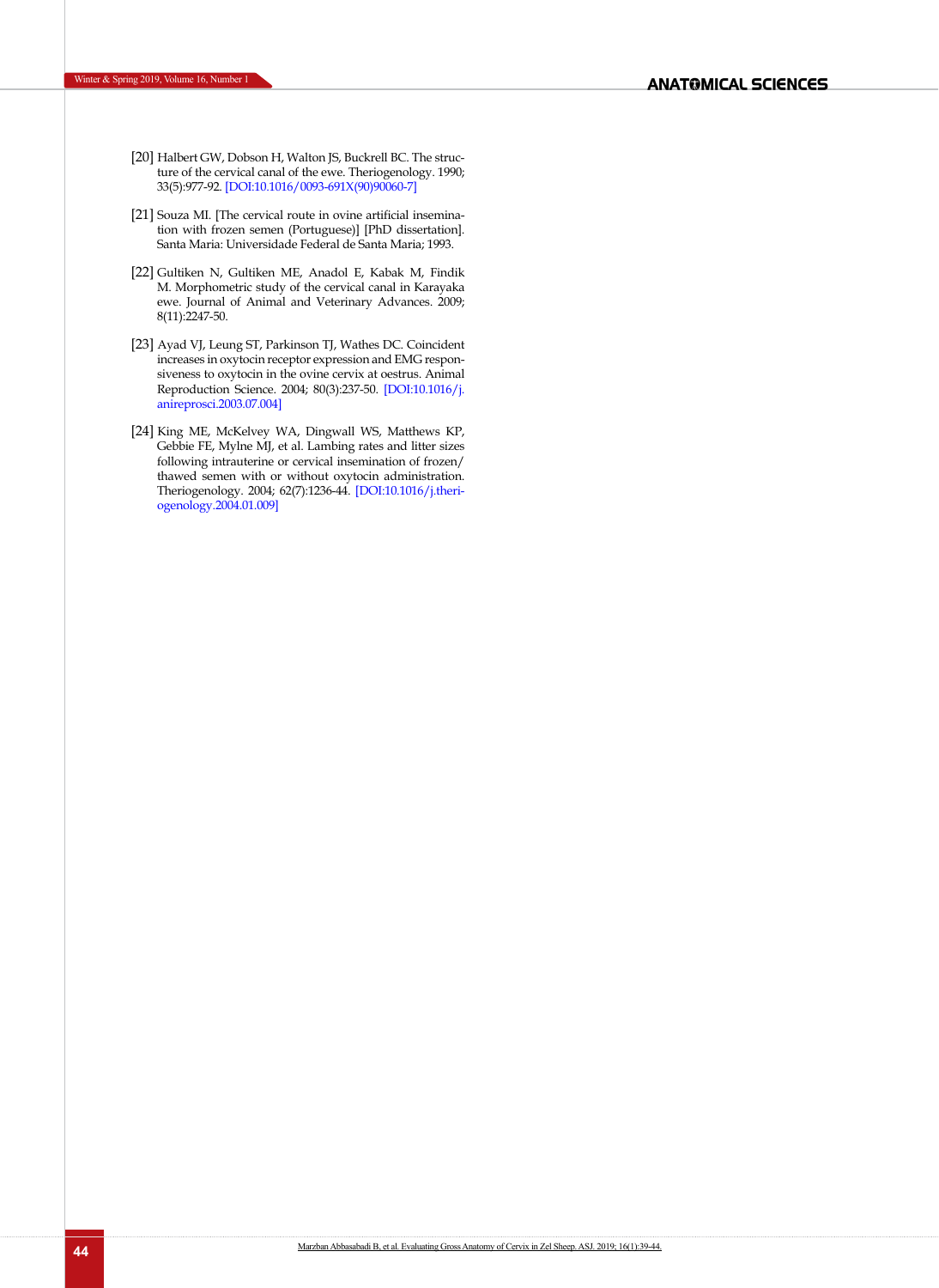[20] Halbert GW, Dobson H, Walton JS, Buckrell BC. The structure of the cervical canal of the ewe. Theriogenology. 1990; 33(5):977-92. [DOI:10.1016/0093-691X(90)90060-7]

[21] Souza MI. [The cervical route in ovine artificial insemination with frozen semen (Portuguese)] [PhD dissertation]. Santa Maria: Universidade Federal de Santa Maria; 1993.

[22] Gultiken N, Gultiken ME, Anadol E, Kabak M, Findik M. Morphometric study of the cervical canal in Karayaka ewe. Journal of Animal and Veterinary Advances. 2009; 8(11):2247-50.

[23] Ayad VJ, Leung ST, Parkinson TJ, Wathes DC. Coincident increases in oxytocin receptor expression and EMG responsiveness to oxytocin in the ovine cervix at oestrus. Animal Reproduction Science. 2004; 80(3):237-50. [DOI:10.1016/j.anireprosci.2003.07.004]

[24] King ME, McKelvey WA, Dingwall WS, Matthews KP, Gebbie FE, Mylne MJ, et al. Lambing rates and litter sizes following intrauterine or cervical insemination of frozen/thawed semen with or without oxytocin administration. Theriogenology. 2004; 62(7):1236-44. [DOI:10.1016/j.theriogenology.2004.01.009]